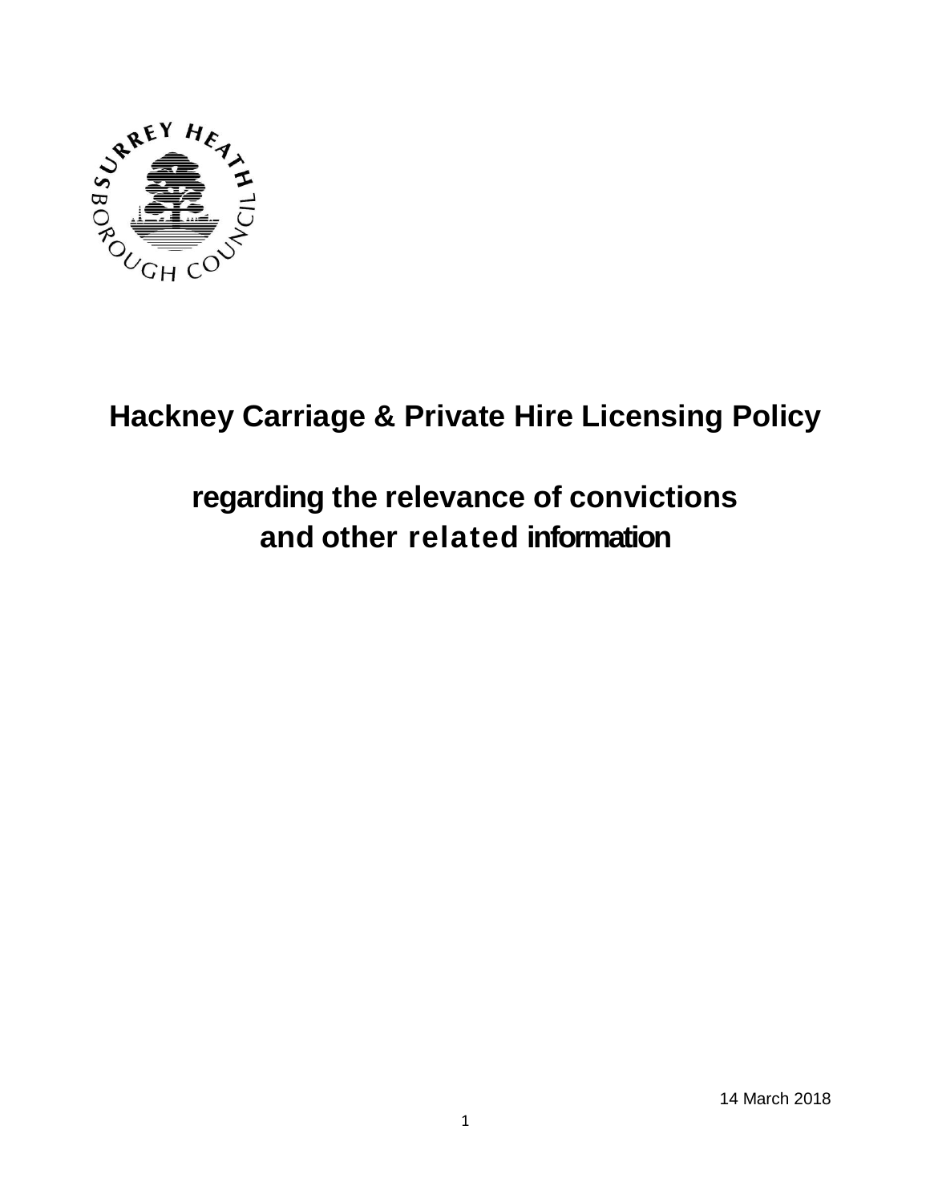# Hackney Carriage & Private Hire Licensing Policy

## regarding the relevance of convictions and other related information

14 March 2018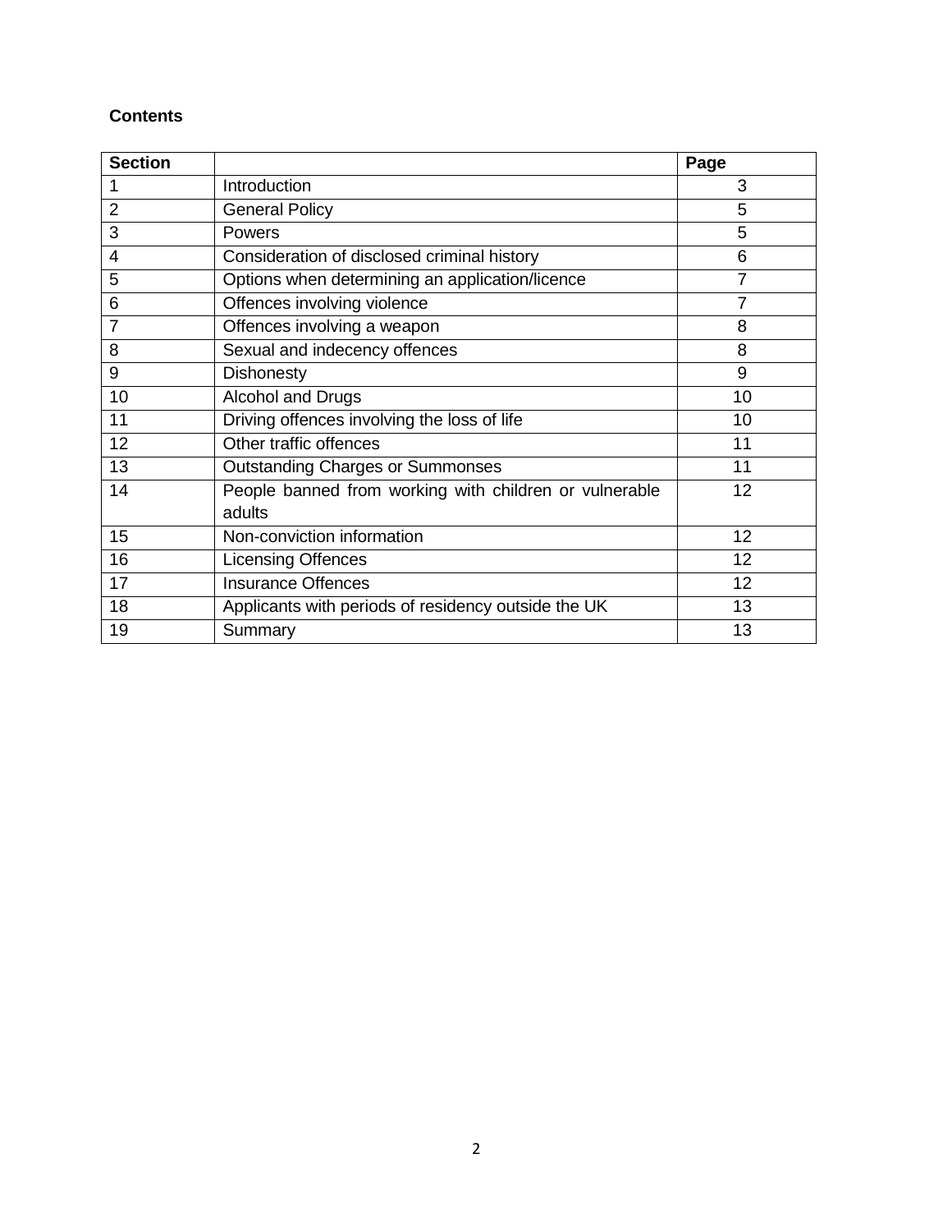**Contents**

| Section | | Page |
| --- | --- | --- |
| 1 | Introduction | 3 |
| 2 | General Policy | 5 |
| 3 | Powers | 5 |
| 4 | Consideration of disclosed criminal history | 6 |
| 5 | Options when determining an application/licence | 7 |
| 6 | Offences involving violence | 7 |
| 7 | Offences involving a weapon | 8 |
| 8 | Sexual and indecency offences | 8 |
| 9 | Dishonesty | 9 |
| 10 | Alcohol and Drugs | 10 |
| 11 | Driving offences involving the loss of life | 10 |
| 12 | Other traffic offences | 11 |
| 13 | Outstanding Charges or Summonses | 11 |
| 14 | People banned from working with children or vulnerable adults | 12 |
| 15 | Non-conviction information | 12 |
| 16 | Licensing Offences | 12 |
| 17 | Insurance Offences | 12 |
| 18 | Applicants with periods of residency outside the UK | 13 |
| 19 | Summary | 13 |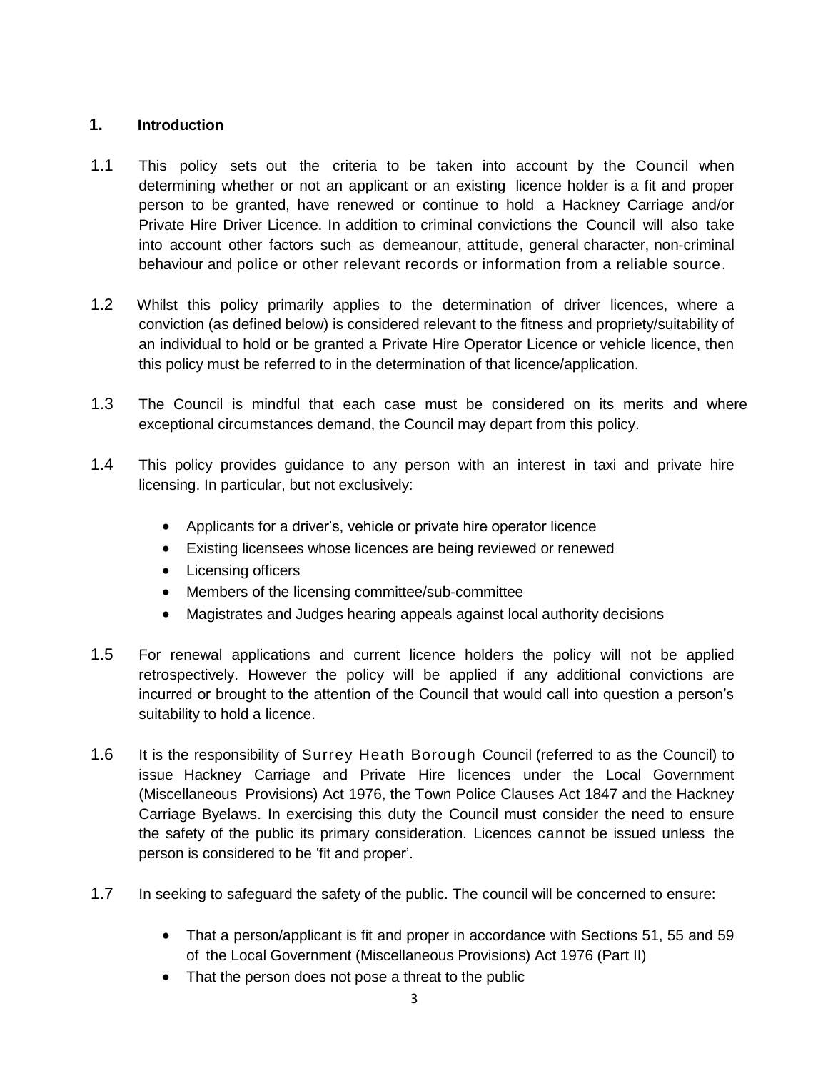## 1. Introduction

1.1 This policy sets out the criteria to be taken into account by the Council when determining whether or not an applicant or an existing licence holder is a fit and proper person to be granted, have renewed or continue to hold a Hackney Carriage and/or Private Hire Driver Licence. In addition to criminal convictions the Council will also take into account other factors such as demeanour, attitude, general character, non-criminal behaviour and police or other relevant records or information from a reliable source.

1.2 Whilst this policy primarily applies to the determination of driver licences, where a conviction (as defined below) is considered relevant to the fitness and propriety/suitability of an individual to hold or be granted a Private Hire Operator Licence or vehicle licence, then this policy must be referred to in the determination of that licence/application.

1.3 The Council is mindful that each case must be considered on its merits and where exceptional circumstances demand, the Council may depart from this policy.

1.4 This policy provides guidance to any person with an interest in taxi and private hire licensing. In particular, but not exclusively:

- Applicants for a driver's, vehicle or private hire operator licence
- Existing licensees whose licences are being reviewed or renewed
- Licensing officers
- Members of the licensing committee/sub-committee
- Magistrates and Judges hearing appeals against local authority decisions

1.5 For renewal applications and current licence holders the policy will not be applied retrospectively. However the policy will be applied if any additional convictions are incurred or brought to the attention of the Council that would call into question a person's suitability to hold a licence.

1.6 It is the responsibility of Surrey Heath Borough Council (referred to as the Council) to issue Hackney Carriage and Private Hire licences under the Local Government (Miscellaneous Provisions) Act 1976, the Town Police Clauses Act 1847 and the Hackney Carriage Byelaws. In exercising this duty the Council must consider the need to ensure the safety of the public its primary consideration. Licences cannot be issued unless the person is considered to be 'fit and proper'.

1.7 In seeking to safeguard the safety of the public. The council will be concerned to ensure:

- That a person/applicant is fit and proper in accordance with Sections 51, 55 and 59 of the Local Government (Miscellaneous Provisions) Act 1976 (Part II)
- That the person does not pose a threat to the public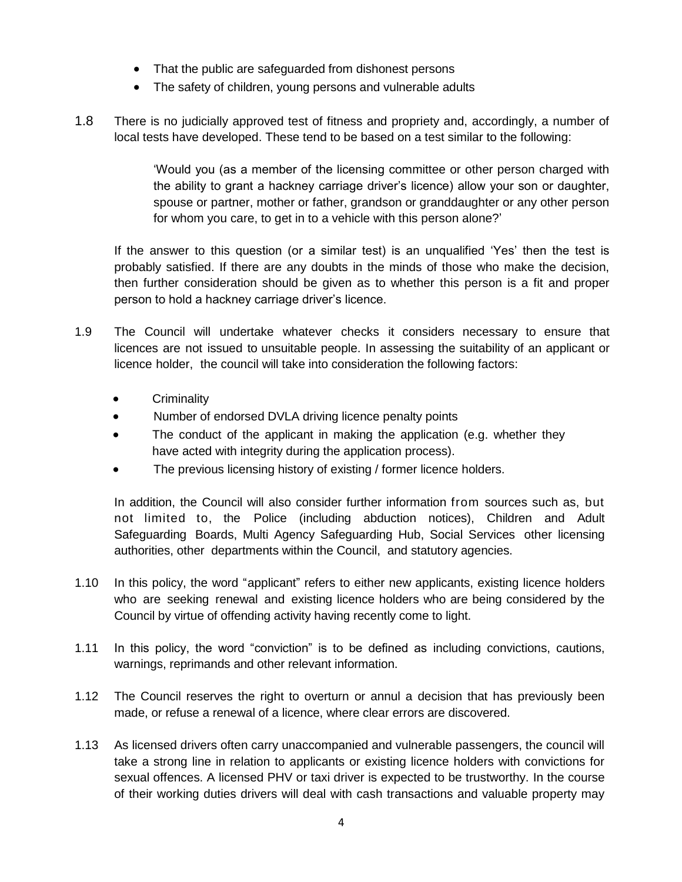- That the public are safeguarded from dishonest persons
- The safety of children, young persons and vulnerable adults

1.8 There is no judicially approved test of fitness and propriety and, accordingly, a number of local tests have developed. These tend to be based on a test similar to the following:

> 'Would you (as a member of the licensing committee or other person charged with the ability to grant a hackney carriage driver's licence) allow your son or daughter, spouse or partner, mother or father, grandson or granddaughter or any other person for whom you care, to get in to a vehicle with this person alone?'

If the answer to this question (or a similar test) is an unqualified 'Yes' then the test is probably satisfied. If there are any doubts in the minds of those who make the decision, then further consideration should be given as to whether this person is a fit and proper person to hold a hackney carriage driver's licence.

1.9 The Council will undertake whatever checks it considers necessary to ensure that licences are not issued to unsuitable people. In assessing the suitability of an applicant or licence holder, the council will take into consideration the following factors:

- Criminality
- Number of endorsed DVLA driving licence penalty points
- The conduct of the applicant in making the application (e.g. whether they have acted with integrity during the application process).
- The previous licensing history of existing / former licence holders.

In addition, the Council will also consider further information from sources such as, but not limited to, the Police (including abduction notices), Children and Adult Safeguarding Boards, Multi Agency Safeguarding Hub, Social Services other licensing authorities, other departments within the Council, and statutory agencies.

1.10 In this policy, the word "applicant" refers to either new applicants, existing licence holders who are seeking renewal and existing licence holders who are being considered by the Council by virtue of offending activity having recently come to light.

1.11 In this policy, the word "conviction" is to be defined as including convictions, cautions, warnings, reprimands and other relevant information.

1.12 The Council reserves the right to overturn or annul a decision that has previously been made, or refuse a renewal of a licence, where clear errors are discovered.

1.13 As licensed drivers often carry unaccompanied and vulnerable passengers, the council will take a strong line in relation to applicants or existing licence holders with convictions for sexual offences. A licensed PHV or taxi driver is expected to be trustworthy. In the course of their working duties drivers will deal with cash transactions and valuable property may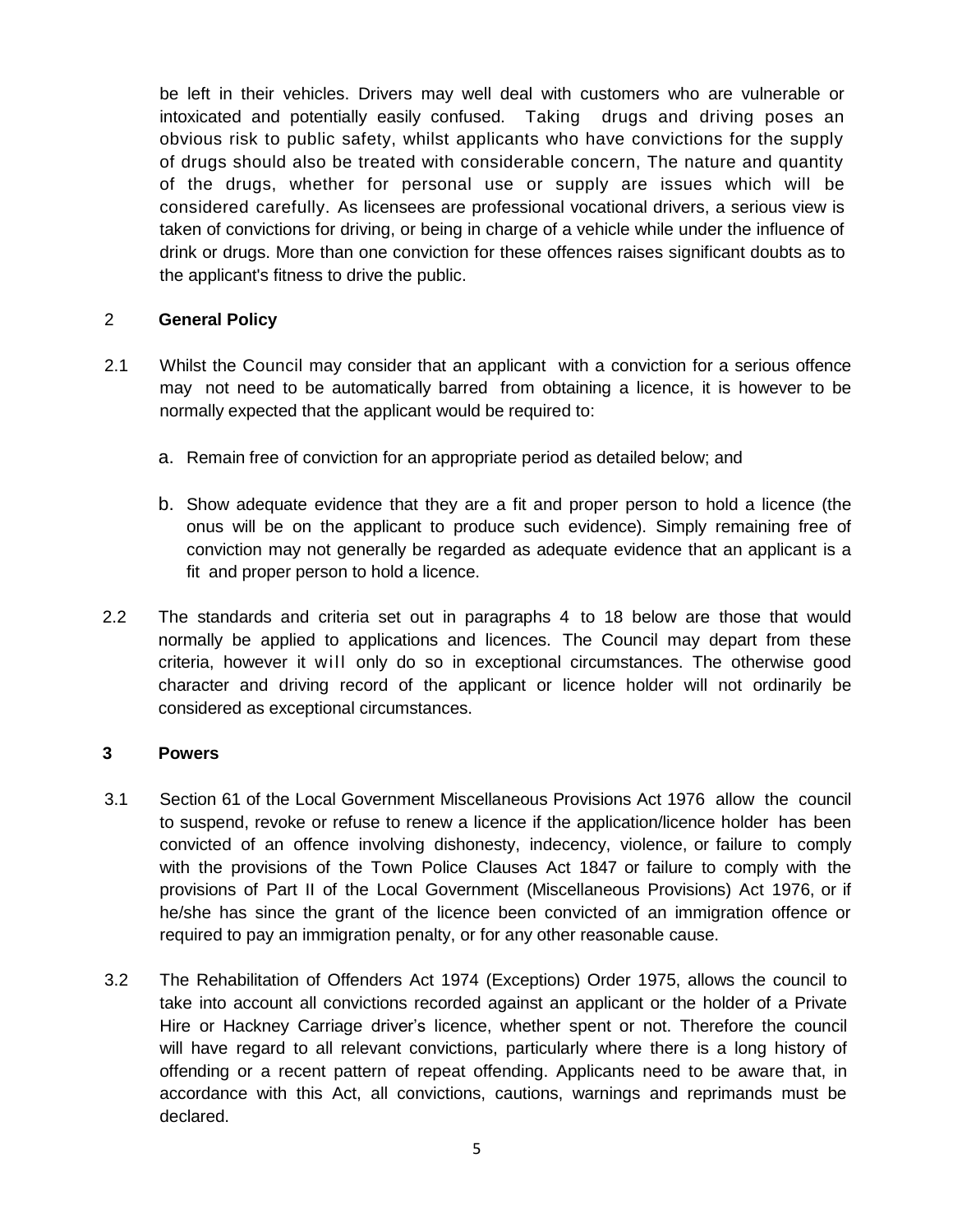be left in their vehicles. Drivers may well deal with customers who are vulnerable or intoxicated and potentially easily confused. Taking drugs and driving poses an obvious risk to public safety, whilst applicants who have convictions for the supply of drugs should also be treated with considerable concern, The nature and quantity of the drugs, whether for personal use or supply are issues which will be considered carefully. As licensees are professional vocational drivers, a serious view is taken of convictions for driving, or being in charge of a vehicle while under the influence of drink or drugs. More than one conviction for these offences raises significant doubts as to the applicant's fitness to drive the public.

## 2 General Policy

2.1 Whilst the Council may consider that an applicant with a conviction for a serious offence may not need to be automatically barred from obtaining a licence, it is however to be normally expected that the applicant would be required to:

a. Remain free of conviction for an appropriate period as detailed below; and

b. Show adequate evidence that they are a fit and proper person to hold a licence (the onus will be on the applicant to produce such evidence). Simply remaining free of conviction may not generally be regarded as adequate evidence that an applicant is a fit and proper person to hold a licence.

2.2 The standards and criteria set out in paragraphs 4 to 18 below are those that would normally be applied to applications and licences. The Council may depart from these criteria, however it will only do so in exceptional circumstances. The otherwise good character and driving record of the applicant or licence holder will not ordinarily be considered as exceptional circumstances.

## 3 Powers

3.1 Section 61 of the Local Government Miscellaneous Provisions Act 1976 allow the council to suspend, revoke or refuse to renew a licence if the application/licence holder has been convicted of an offence involving dishonesty, indecency, violence, or failure to comply with the provisions of the Town Police Clauses Act 1847 or failure to comply with the provisions of Part II of the Local Government (Miscellaneous Provisions) Act 1976, or if he/she has since the grant of the licence been convicted of an immigration offence or required to pay an immigration penalty, or for any other reasonable cause.

3.2 The Rehabilitation of Offenders Act 1974 (Exceptions) Order 1975, allows the council to take into account all convictions recorded against an applicant or the holder of a Private Hire or Hackney Carriage driver's licence, whether spent or not. Therefore the council will have regard to all relevant convictions, particularly where there is a long history of offending or a recent pattern of repeat offending. Applicants need to be aware that, in accordance with this Act, all convictions, cautions, warnings and reprimands must be declared.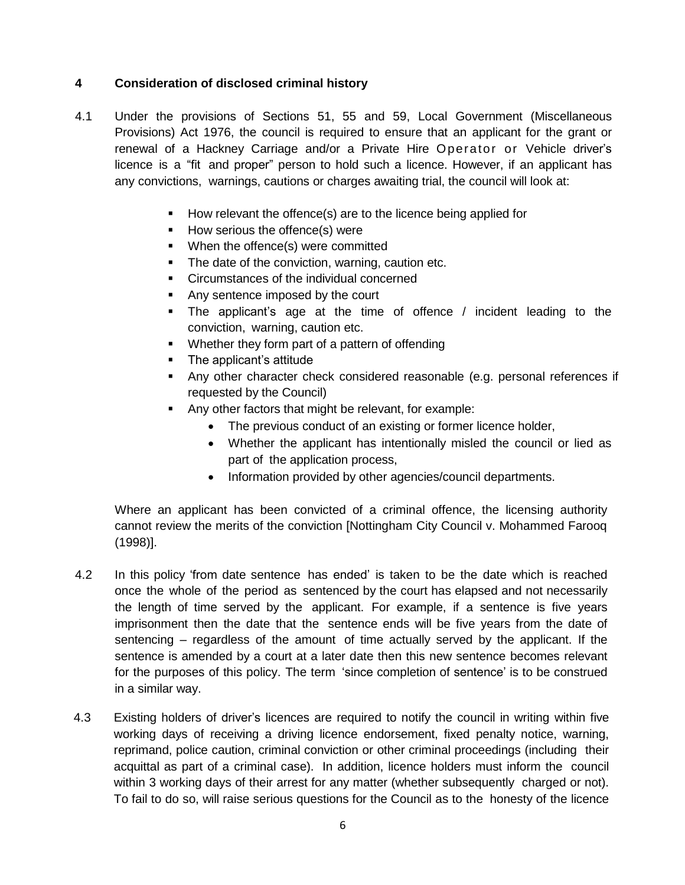## 4 Consideration of disclosed criminal history

4.1 Under the provisions of Sections 51, 55 and 59, Local Government (Miscellaneous Provisions) Act 1976, the council is required to ensure that an applicant for the grant or renewal of a Hackney Carriage and/or a Private Hire Operator or Vehicle driver's licence is a "fit and proper" person to hold such a licence. However, if an applicant has any convictions, warnings, cautions or charges awaiting trial, the council will look at:

- How relevant the offence(s) are to the licence being applied for
- How serious the offence(s) were
- When the offence(s) were committed
- The date of the conviction, warning, caution etc.
- Circumstances of the individual concerned
- Any sentence imposed by the court
- The applicant's age at the time of offence / incident leading to the conviction, warning, caution etc.
- Whether they form part of a pattern of offending
- The applicant's attitude
- Any other character check considered reasonable (e.g. personal references if requested by the Council)
- Any other factors that might be relevant, for example:
  - The previous conduct of an existing or former licence holder,
  - Whether the applicant has intentionally misled the council or lied as part of the application process,
  - Information provided by other agencies/council departments.

Where an applicant has been convicted of a criminal offence, the licensing authority cannot review the merits of the conviction [Nottingham City Council v. Mohammed Farooq (1998)].

4.2 In this policy 'from date sentence has ended' is taken to be the date which is reached once the whole of the period as sentenced by the court has elapsed and not necessarily the length of time served by the applicant. For example, if a sentence is five years imprisonment then the date that the sentence ends will be five years from the date of sentencing – regardless of the amount of time actually served by the applicant. If the sentence is amended by a court at a later date then this new sentence becomes relevant for the purposes of this policy. The term 'since completion of sentence' is to be construed in a similar way.

4.3 Existing holders of driver's licences are required to notify the council in writing within five working days of receiving a driving licence endorsement, fixed penalty notice, warning, reprimand, police caution, criminal conviction or other criminal proceedings (including their acquittal as part of a criminal case). In addition, licence holders must inform the council within 3 working days of their arrest for any matter (whether subsequently charged or not). To fail to do so, will raise serious questions for the Council as to the honesty of the licence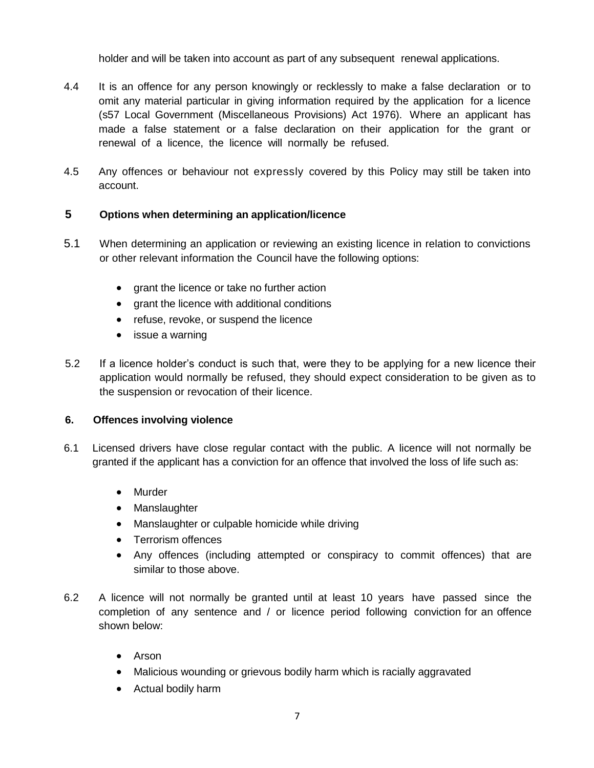holder and will be taken into account as part of any subsequent renewal applications.

4.4 It is an offence for any person knowingly or recklessly to make a false declaration or to omit any material particular in giving information required by the application for a licence (s57 Local Government (Miscellaneous Provisions) Act 1976). Where an applicant has made a false statement or a false declaration on their application for the grant or renewal of a licence, the licence will normally be refused.

4.5 Any offences or behaviour not expressly covered by this Policy may still be taken into account.

## 5 Options when determining an application/licence

5.1 When determining an application or reviewing an existing licence in relation to convictions or other relevant information the Council have the following options:

- grant the licence or take no further action
- grant the licence with additional conditions
- refuse, revoke, or suspend the licence
- issue a warning

5.2 If a licence holder's conduct is such that, were they to be applying for a new licence their application would normally be refused, they should expect consideration to be given as to the suspension or revocation of their licence.

## 6. Offences involving violence

6.1 Licensed drivers have close regular contact with the public. A licence will not normally be granted if the applicant has a conviction for an offence that involved the loss of life such as:

- Murder
- Manslaughter
- Manslaughter or culpable homicide while driving
- Terrorism offences
- Any offences (including attempted or conspiracy to commit offences) that are similar to those above.

6.2 A licence will not normally be granted until at least 10 years have passed since the completion of any sentence and / or licence period following conviction for an offence shown below:

- Arson
- Malicious wounding or grievous bodily harm which is racially aggravated
- Actual bodily harm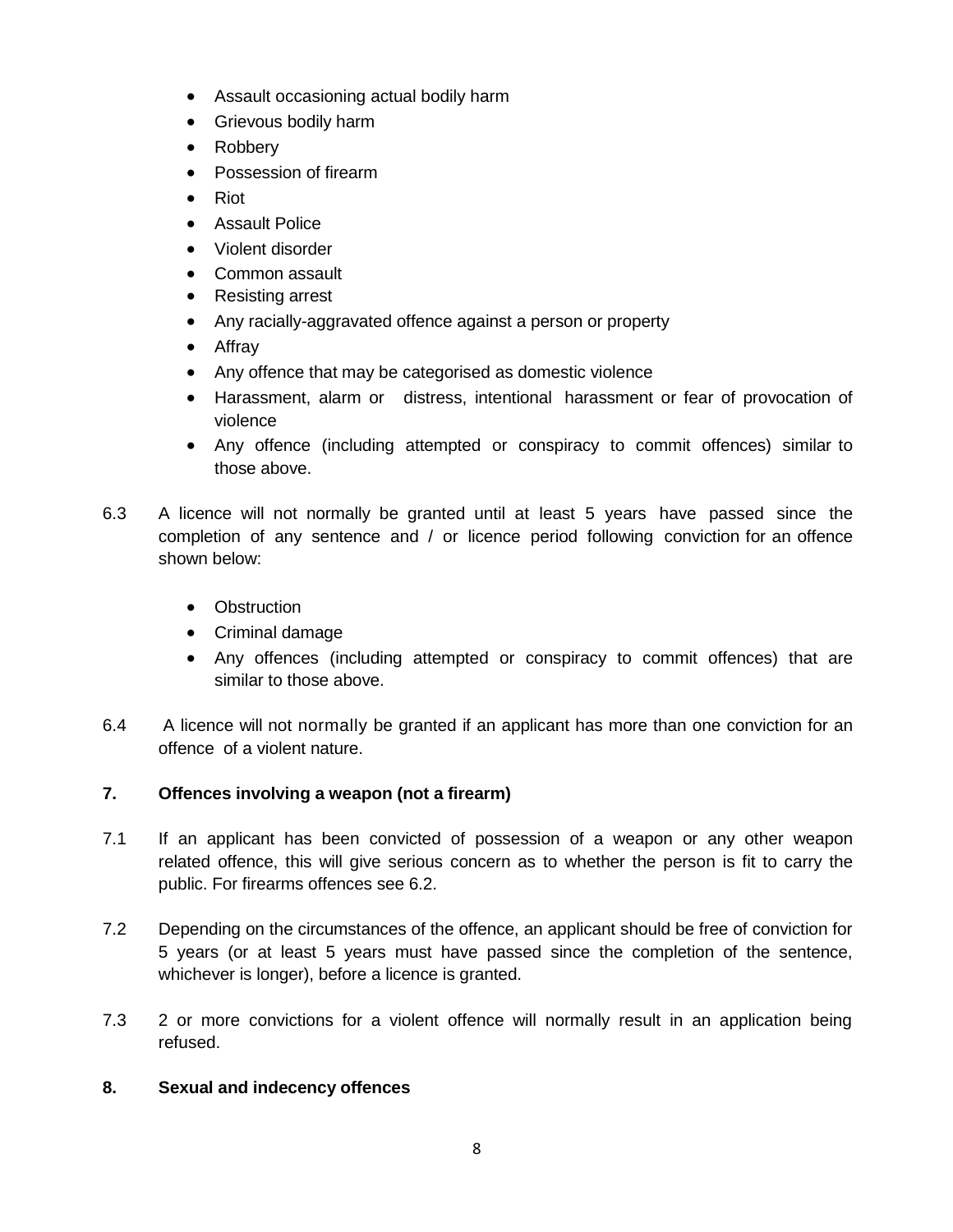- Assault occasioning actual bodily harm
- Grievous bodily harm
- Robbery
- Possession of firearm
- Riot
- Assault Police
- Violent disorder
- Common assault
- Resisting arrest
- Any racially-aggravated offence against a person or property
- Affray
- Any offence that may be categorised as domestic violence
- Harassment, alarm or distress, intentional harassment or fear of provocation of violence
- Any offence (including attempted or conspiracy to commit offences) similar to those above.

6.3 A licence will not normally be granted until at least 5 years have passed since the completion of any sentence and / or licence period following conviction for an offence shown below:

- Obstruction
- Criminal damage
- Any offences (including attempted or conspiracy to commit offences) that are similar to those above.

6.4 A licence will not normally be granted if an applicant has more than one conviction for an offence of a violent nature.

## 7. Offences involving a weapon (not a firearm)

7.1 If an applicant has been convicted of possession of a weapon or any other weapon related offence, this will give serious concern as to whether the person is fit to carry the public. For firearms offences see 6.2.

7.2 Depending on the circumstances of the offence, an applicant should be free of conviction for 5 years (or at least 5 years must have passed since the completion of the sentence, whichever is longer), before a licence is granted.

7.3 2 or more convictions for a violent offence will normally result in an application being refused.

## 8. Sexual and indecency offences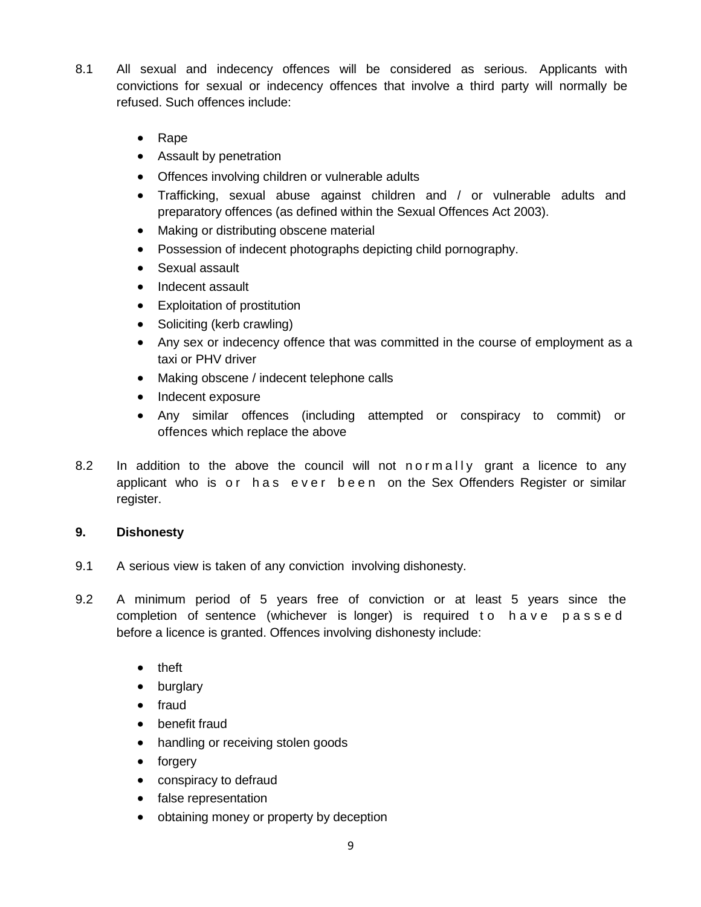8.1 All sexual and indecency offences will be considered as serious. Applicants with convictions for sexual or indecency offences that involve a third party will normally be refused. Such offences include:

- Rape
- Assault by penetration
- Offences involving children or vulnerable adults
- Trafficking, sexual abuse against children and / or vulnerable adults and preparatory offences (as defined within the Sexual Offences Act 2003).
- Making or distributing obscene material
- Possession of indecent photographs depicting child pornography.
- Sexual assault
- Indecent assault
- Exploitation of prostitution
- Soliciting (kerb crawling)
- Any sex or indecency offence that was committed in the course of employment as a taxi or PHV driver
- Making obscene / indecent telephone calls
- Indecent exposure
- Any similar offences (including attempted or conspiracy to commit) or offences which replace the above

8.2 In addition to the above the council will not normally grant a licence to any applicant who is or has ever been on the Sex Offenders Register or similar register.

**9. Dishonesty**

9.1 A serious view is taken of any conviction involving dishonesty.

9.2 A minimum period of 5 years free of conviction or at least 5 years since the completion of sentence (whichever is longer) is required to have passed before a licence is granted. Offences involving dishonesty include:

- theft
- burglary
- fraud
- benefit fraud
- handling or receiving stolen goods
- forgery
- conspiracy to defraud
- false representation
- obtaining money or property by deception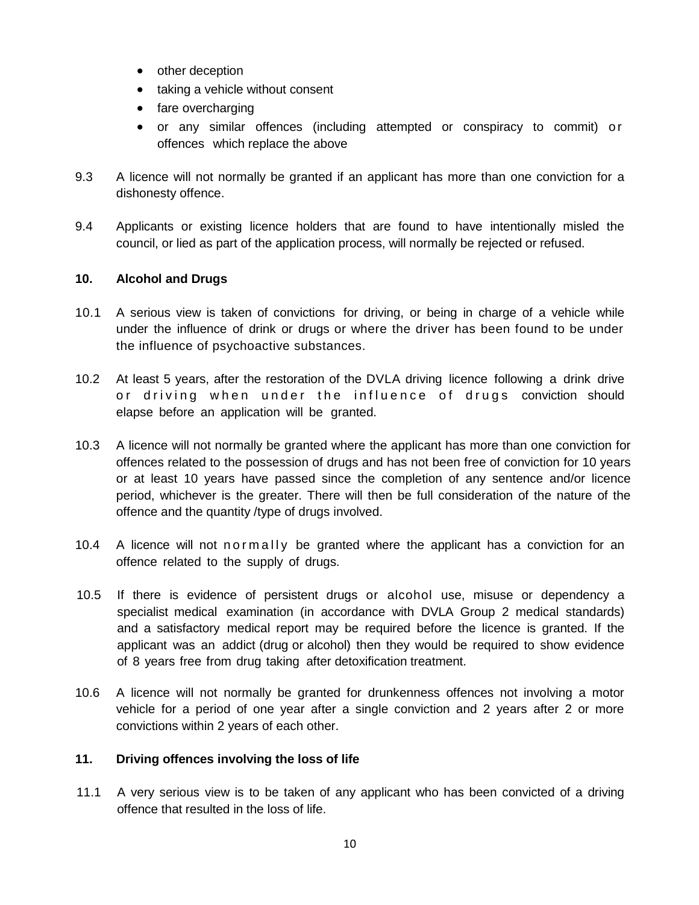- other deception
- taking a vehicle without consent
- fare overcharging
- or any similar offences (including attempted or conspiracy to commit) or offences which replace the above

9.3 A licence will not normally be granted if an applicant has more than one conviction for a dishonesty offence.

9.4 Applicants or existing licence holders that are found to have intentionally misled the council, or lied as part of the application process, will normally be rejected or refused.

## 10. Alcohol and Drugs

10.1 A serious view is taken of convictions for driving, or being in charge of a vehicle while under the influence of drink or drugs or where the driver has been found to be under the influence of psychoactive substances.

10.2 At least 5 years, after the restoration of the DVLA driving licence following a drink drive or driving when under the influence of drugs conviction should elapse before an application will be granted.

10.3 A licence will not normally be granted where the applicant has more than one conviction for offences related to the possession of drugs and has not been free of conviction for 10 years or at least 10 years have passed since the completion of any sentence and/or licence period, whichever is the greater. There will then be full consideration of the nature of the offence and the quantity /type of drugs involved.

10.4 A licence will not normally be granted where the applicant has a conviction for an offence related to the supply of drugs.

10.5 If there is evidence of persistent drugs or alcohol use, misuse or dependency a specialist medical examination (in accordance with DVLA Group 2 medical standards) and a satisfactory medical report may be required before the licence is granted. If the applicant was an addict (drug or alcohol) then they would be required to show evidence of 8 years free from drug taking after detoxification treatment.

10.6 A licence will not normally be granted for drunkenness offences not involving a motor vehicle for a period of one year after a single conviction and 2 years after 2 or more convictions within 2 years of each other.

## 11. Driving offences involving the loss of life

11.1 A very serious view is to be taken of any applicant who has been convicted of a driving offence that resulted in the loss of life.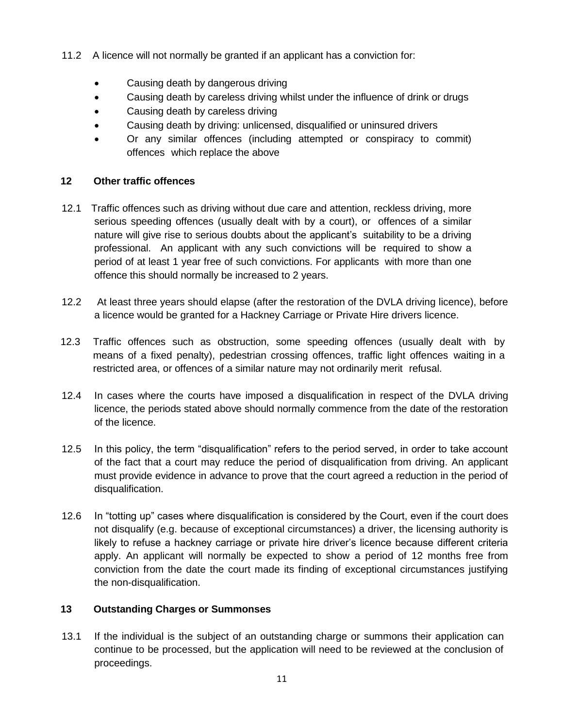11.2 A licence will not normally be granted if an applicant has a conviction for:

- Causing death by dangerous driving
- Causing death by careless driving whilst under the influence of drink or drugs
- Causing death by careless driving
- Causing death by driving: unlicensed, disqualified or uninsured drivers
- Or any similar offences (including attempted or conspiracy to commit) offences which replace the above

## 12 Other traffic offences

12.1 Traffic offences such as driving without due care and attention, reckless driving, more serious speeding offences (usually dealt with by a court), or offences of a similar nature will give rise to serious doubts about the applicant's suitability to be a driving professional. An applicant with any such convictions will be required to show a period of at least 1 year free of such convictions. For applicants with more than one offence this should normally be increased to 2 years.

12.2 At least three years should elapse (after the restoration of the DVLA driving licence), before a licence would be granted for a Hackney Carriage or Private Hire drivers licence.

12.3 Traffic offences such as obstruction, some speeding offences (usually dealt with by means of a fixed penalty), pedestrian crossing offences, traffic light offences waiting in a restricted area, or offences of a similar nature may not ordinarily merit refusal.

12.4 In cases where the courts have imposed a disqualification in respect of the DVLA driving licence, the periods stated above should normally commence from the date of the restoration of the licence.

12.5 In this policy, the term "disqualification" refers to the period served, in order to take account of the fact that a court may reduce the period of disqualification from driving. An applicant must provide evidence in advance to prove that the court agreed a reduction in the period of disqualification.

12.6 In "totting up" cases where disqualification is considered by the Court, even if the court does not disqualify (e.g. because of exceptional circumstances) a driver, the licensing authority is likely to refuse a hackney carriage or private hire driver's licence because different criteria apply. An applicant will normally be expected to show a period of 12 months free from conviction from the date the court made its finding of exceptional circumstances justifying the non-disqualification.

## 13 Outstanding Charges or Summonses

13.1 If the individual is the subject of an outstanding charge or summons their application can continue to be processed, but the application will need to be reviewed at the conclusion of proceedings.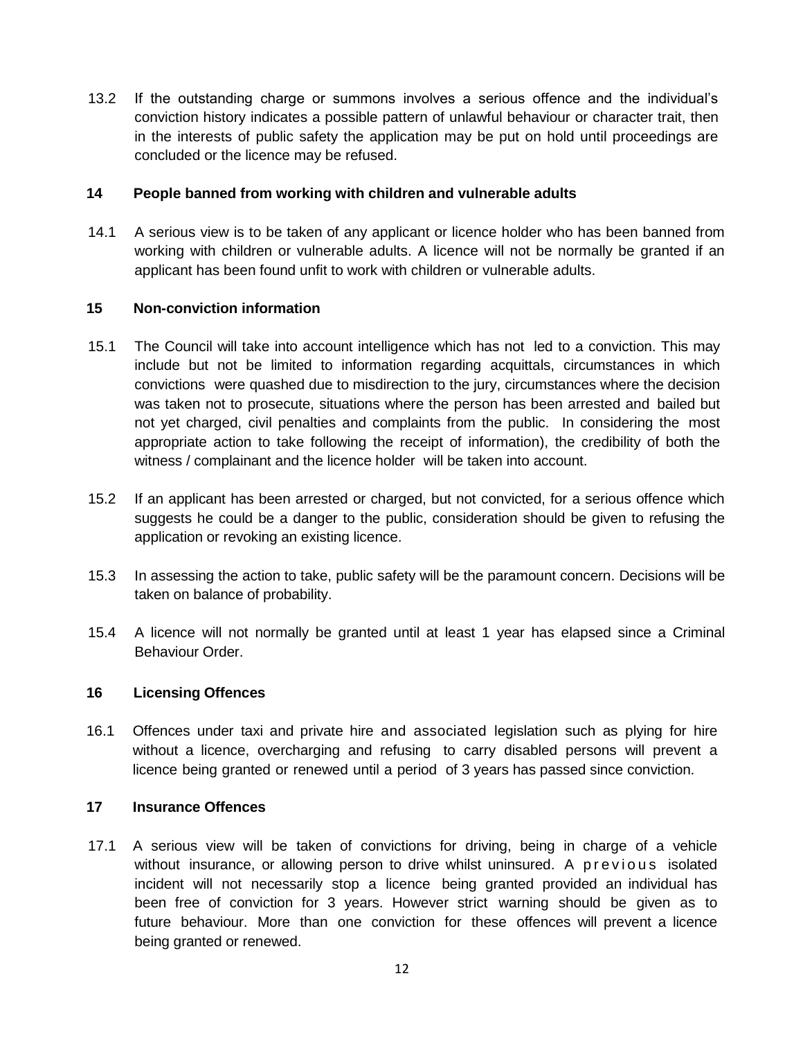13.2 If the outstanding charge or summons involves a serious offence and the individual's conviction history indicates a possible pattern of unlawful behaviour or character trait, then in the interests of public safety the application may be put on hold until proceedings are concluded or the licence may be refused.

## 14 People banned from working with children and vulnerable adults

14.1 A serious view is to be taken of any applicant or licence holder who has been banned from working with children or vulnerable adults. A licence will not be normally be granted if an applicant has been found unfit to work with children or vulnerable adults.

## 15 Non-conviction information

15.1 The Council will take into account intelligence which has not led to a conviction. This may include but not be limited to information regarding acquittals, circumstances in which convictions were quashed due to misdirection to the jury, circumstances where the decision was taken not to prosecute, situations where the person has been arrested and bailed but not yet charged, civil penalties and complaints from the public. In considering the most appropriate action to take following the receipt of information), the credibility of both the witness / complainant and the licence holder will be taken into account.

15.2 If an applicant has been arrested or charged, but not convicted, for a serious offence which suggests he could be a danger to the public, consideration should be given to refusing the application or revoking an existing licence.

15.3 In assessing the action to take, public safety will be the paramount concern. Decisions will be taken on balance of probability.

15.4 A licence will not normally be granted until at least 1 year has elapsed since a Criminal Behaviour Order.

## 16 Licensing Offences

16.1 Offences under taxi and private hire and associated legislation such as plying for hire without a licence, overcharging and refusing to carry disabled persons will prevent a licence being granted or renewed until a period of 3 years has passed since conviction.

## 17 Insurance Offences

17.1 A serious view will be taken of convictions for driving, being in charge of a vehicle without insurance, or allowing person to drive whilst uninsured. A previous isolated incident will not necessarily stop a licence being granted provided an individual has been free of conviction for 3 years. However strict warning should be given as to future behaviour. More than one conviction for these offences will prevent a licence being granted or renewed.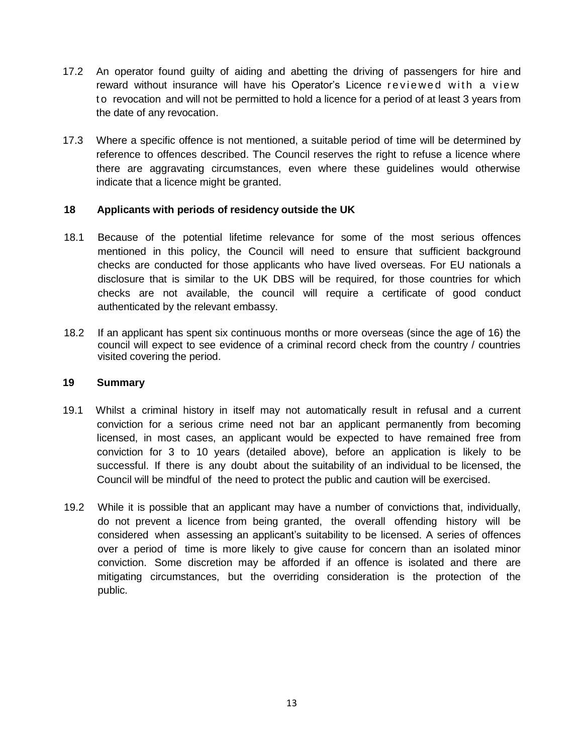17.2 An operator found guilty of aiding and abetting the driving of passengers for hire and reward without insurance will have his Operator's Licence reviewed with a view to revocation and will not be permitted to hold a licence for a period of at least 3 years from the date of any revocation.

17.3 Where a specific offence is not mentioned, a suitable period of time will be determined by reference to offences described. The Council reserves the right to refuse a licence where there are aggravating circumstances, even where these guidelines would otherwise indicate that a licence might be granted.

## 18 Applicants with periods of residency outside the UK

18.1 Because of the potential lifetime relevance for some of the most serious offences mentioned in this policy, the Council will need to ensure that sufficient background checks are conducted for those applicants who have lived overseas. For EU nationals a disclosure that is similar to the UK DBS will be required, for those countries for which checks are not available, the council will require a certificate of good conduct authenticated by the relevant embassy.

18.2 If an applicant has spent six continuous months or more overseas (since the age of 16) the council will expect to see evidence of a criminal record check from the country / countries visited covering the period.

## 19 Summary

19.1 Whilst a criminal history in itself may not automatically result in refusal and a current conviction for a serious crime need not bar an applicant permanently from becoming licensed, in most cases, an applicant would be expected to have remained free from conviction for 3 to 10 years (detailed above), before an application is likely to be successful. If there is any doubt about the suitability of an individual to be licensed, the Council will be mindful of the need to protect the public and caution will be exercised.

19.2 While it is possible that an applicant may have a number of convictions that, individually, do not prevent a licence from being granted, the overall offending history will be considered when assessing an applicant's suitability to be licensed. A series of offences over a period of time is more likely to give cause for concern than an isolated minor conviction. Some discretion may be afforded if an offence is isolated and there are mitigating circumstances, but the overriding consideration is the protection of the public.